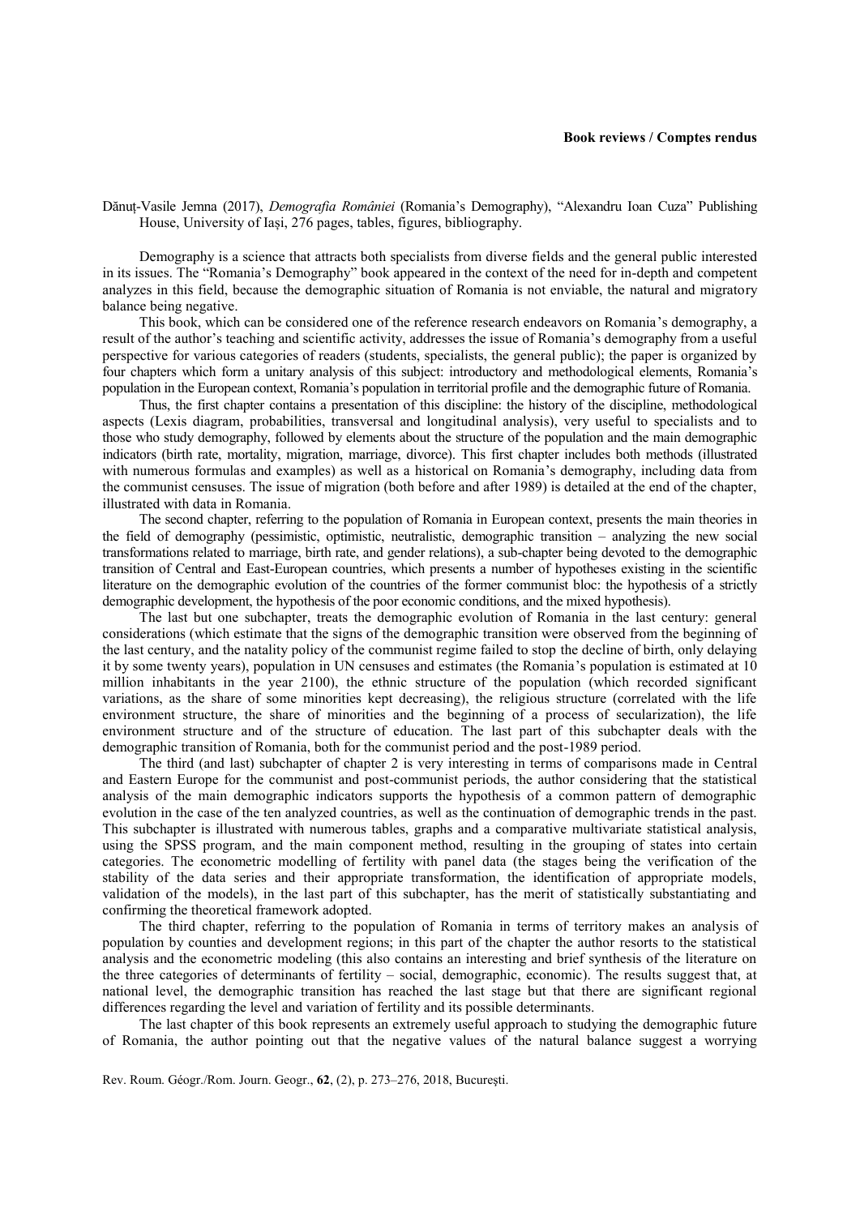**Book reviews / Comptes rendus**

Dănuț-Vasile Jemna (2017), *Demografia României* (Romania's Demography), "Alexandru Ioan Cuza" Publishing House, University of Iași, 276 pages, tables, figures, bibliography.

Demography is a science that attracts both specialists from diverse fields and the general public interested in its issues. The "Romania's Demography" book appeared in the context of the need for in-depth and competent analyzes in this field, because the demographic situation of Romania is not enviable, the natural and migratory balance being negative.

This book, which can be considered one of the reference research endeavors on Romania's demography, a result of the author's teaching and scientific activity, addresses the issue of Romania's demography from a useful perspective for various categories of readers (students, specialists, the general public); the paper is organized by four chapters which form a unitary analysis of this subject: introductory and methodological elements, Romania's population in the European context, Romania's population in territorial profile and the demographic future of Romania.

Thus, the first chapter contains a presentation of this discipline: the history of the discipline, methodological aspects (Lexis diagram, probabilities, transversal and longitudinal analysis), very useful to specialists and to those who study demography, followed by elements about the structure of the population and the main demographic indicators (birth rate, mortality, migration, marriage, divorce). This first chapter includes both methods (illustrated with numerous formulas and examples) as well as a historical on Romania's demography, including data from the communist censuses. The issue of migration (both before and after 1989) is detailed at the end of the chapter, illustrated with data in Romania.

The second chapter, referring to the population of Romania in European context, presents the main theories in the field of demography (pessimistic, optimistic, neutralistic, demographic transition – analyzing the new social transformations related to marriage, birth rate, and gender relations), a sub-chapter being devoted to the demographic transition of Central and East-European countries, which presents a number of hypotheses existing in the scientific literature on the demographic evolution of the countries of the former communist bloc: the hypothesis of a strictly demographic development, the hypothesis of the poor economic conditions, and the mixed hypothesis).

The last but one subchapter, treats the demographic evolution of Romania in the last century: general considerations (which estimate that the signs of the demographic transition were observed from the beginning of the last century, and the natality policy of the communist regime failed to stop the decline of birth, only delaying it by some twenty years), population in UN censuses and estimates (the Romania's population is estimated at 10 million inhabitants in the year 2100), the ethnic structure of the population (which recorded significant variations, as the share of some minorities kept decreasing), the religious structure (correlated with the life environment structure, the share of minorities and the beginning of a process of secularization), the life environment structure and of the structure of education. The last part of this subchapter deals with the demographic transition of Romania, both for the communist period and the post-1989 period.

The third (and last) subchapter of chapter 2 is very interesting in terms of comparisons made in Central and Eastern Europe for the communist and post-communist periods, the author considering that the statistical analysis of the main demographic indicators supports the hypothesis of a common pattern of demographic evolution in the case of the ten analyzed countries, as well as the continuation of demographic trends in the past. This subchapter is illustrated with numerous tables, graphs and a comparative multivariate statistical analysis, using the SPSS program, and the main component method, resulting in the grouping of states into certain categories. The econometric modelling of fertility with panel data (the stages being the verification of the stability of the data series and their appropriate transformation, the identification of appropriate models, validation of the models), in the last part of this subchapter, has the merit of statistically substantiating and confirming the theoretical framework adopted.

The third chapter, referring to the population of Romania in terms of territory makes an analysis of population by counties and development regions; in this part of the chapter the author resorts to the statistical analysis and the econometric modeling (this also contains an interesting and brief synthesis of the literature on the three categories of determinants of fertility – social, demographic, economic). The results suggest that, at national level, the demographic transition has reached the last stage but that there are significant regional differences regarding the level and variation of fertility and its possible determinants.

The last chapter of this book represents an extremely useful approach to studying the demographic future of Romania, the author pointing out that the negative values of the natural balance suggest a worrying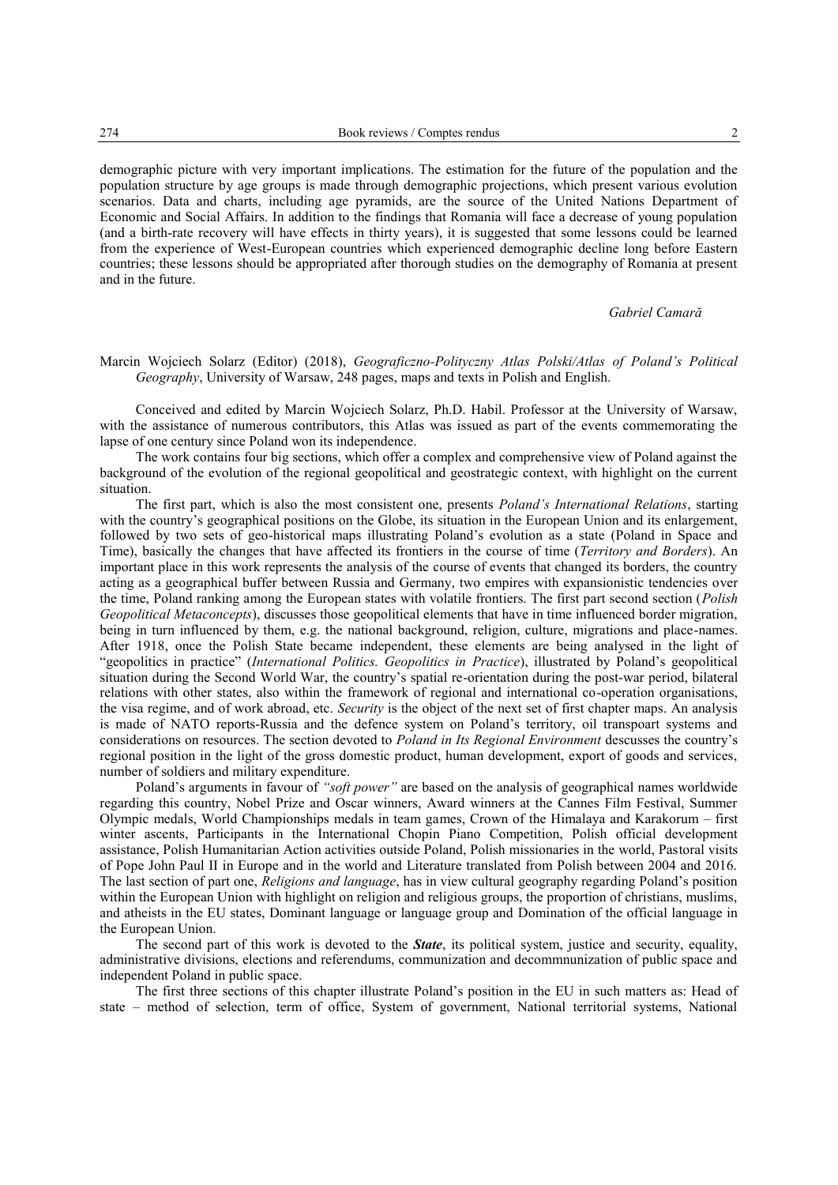demographic picture with very important implications. The estimation for the future of the population and the population structure by age groups is made through demographic projections, which present various evolution scenarios. Data and charts, including age pyramids, are the source of the United Nations Department of Economic and Social Affairs. In addition to the findings that Romania will face a decrease of young population (and a birth-rate recovery will have effects in thirty years), it is suggested that some lessons could be learned from the experience of West-European countries which experienced demographic decline long before Eastern countries; these lessons should be appropriated after thorough studies on the demography of Romania at present and in the future.

*Gabriel Camară*

Marcin Wojciech Solarz (Editor) (2018), *Geograficzno-Polityczny Atlas Polski/Atlas of Poland's Political Geography*, University of Warsaw, 248 pages, maps and texts in Polish and English.

Conceived and edited by Marcin Wojciech Solarz, Ph.D. Habil. Professor at the University of Warsaw, with the assistance of numerous contributors, this Atlas was issued as part of the events commemorating the lapse of one century since Poland won its independence.

The work contains four big sections, which offer a complex and comprehensive view of Poland against the background of the evolution of the regional geopolitical and geostrategic context, with highlight on the current situation.

The first part, which is also the most consistent one, presents *Poland's International Relations*, starting with the country's geographical positions on the Globe, its situation in the European Union and its enlargement, followed by two sets of geo-historical maps illustrating Poland's evolution as a state (Poland in Space and Time), basically the changes that have affected its frontiers in the course of time (*Territory and Borders*). An important place in this work represents the analysis of the course of events that changed its borders, the country acting as a geographical buffer between Russia and Germany, two empires with expansionistic tendencies over the time, Poland ranking among the European states with volatile frontiers. The first part second section (*Polish Geopolitical Metaconcepts*), discusses those geopolitical elements that have in time influenced border migration, being in turn influenced by them, e.g. the national background, religion, culture, migrations and place-names. After 1918, once the Polish State became independent, these elements are being analysed in the light of "geopolitics in practice" (*International Politics. Geopolitics in Practice*), illustrated by Poland's geopolitical situation during the Second World War, the country's spatial re-orientation during the post-war period, bilateral relations with other states, also within the framework of regional and international co-operation organisations, the visa regime, and of work abroad, etc. *Security* is the object of the next set of first chapter maps. An analysis is made of NATO reports-Russia and the defence system on Poland's territory, oil transpoart systems and considerations on resources. The section devoted to *Poland in Its Regional Environment* descusses the country's regional position in the light of the gross domestic product, human development, export of goods and services, number of soldiers and military expenditure.

Poland's arguments in favour of *"soft power"* are based on the analysis of geographical names worldwide regarding this country, Nobel Prize and Oscar winners, Award winners at the Cannes Film Festival, Summer Olympic medals, World Championships medals in team games, Crown of the Himalaya and Karakorum – first winter ascents, Participants in the International Chopin Piano Competition, Polish official development assistance, Polish Humanitarian Action activities outside Poland, Polish missionaries in the world, Pastoral visits of Pope John Paul II in Europe and in the world and Literature translated from Polish between 2004 and 2016. The last section of part one, *Religions and language*, has in view cultural geography regarding Poland's position within the European Union with highlight on religion and religious groups, the proportion of christians, muslims, and atheists in the EU states, Dominant language or language group and Domination of the official language in the European Union.

The second part of this work is devoted to the ***State***, its political system, justice and security, equality, administrative divisions, elections and referendums, communization and decommnunization of public space and independent Poland in public space.

The first three sections of this chapter illustrate Poland's position in the EU in such matters as: Head of state – method of selection, term of office, System of government, National territorial systems, National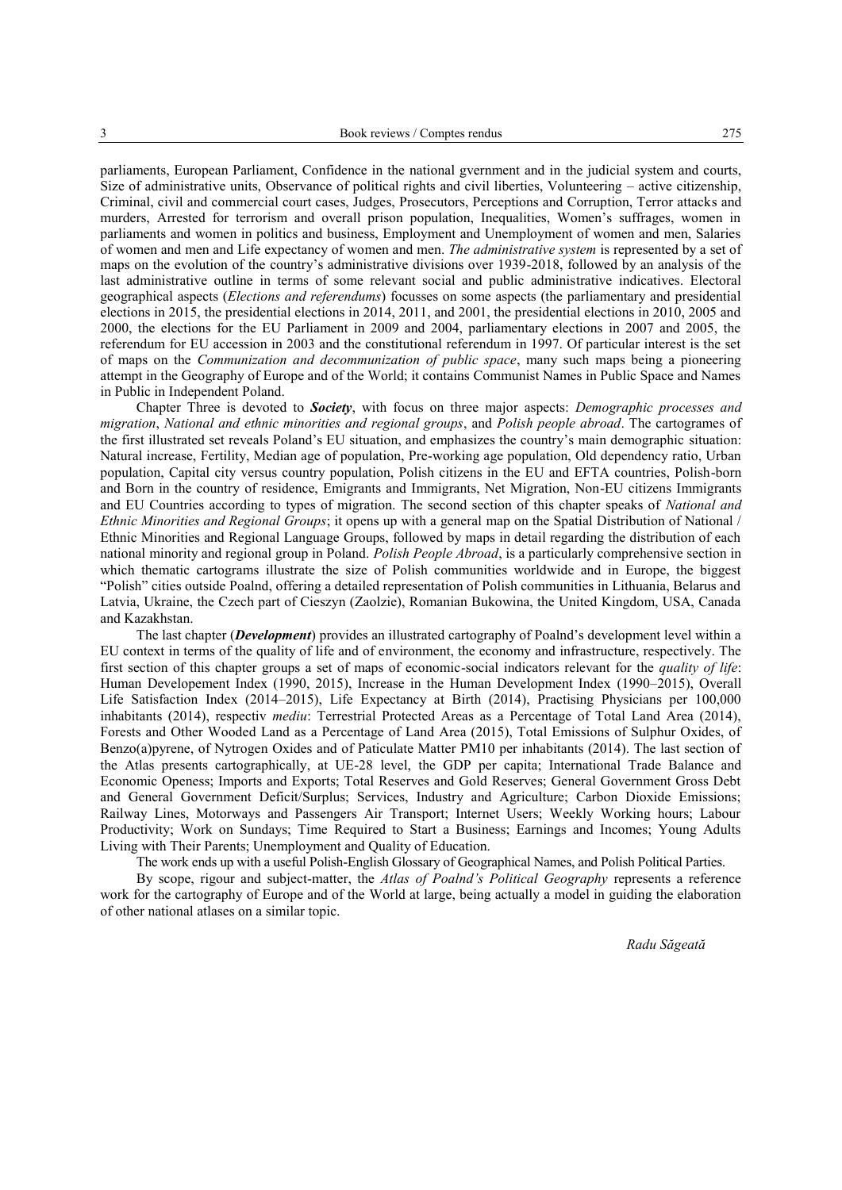parliaments, European Parliament, Confidence in the national gvernment and in the judicial system and courts, Size of administrative units, Observance of political rights and civil liberties, Volunteering – active citizenship, Criminal, civil and commercial court cases, Judges, Prosecutors, Perceptions and Corruption, Terror attacks and murders, Arrested for terrorism and overall prison population, Inequalities, Women's suffrages, women in parliaments and women in politics and business, Employment and Unemployment of women and men, Salaries of women and men and Life expectancy of women and men. *The administrative system* is represented by a set of maps on the evolution of the country's administrative divisions over 1939-2018, followed by an analysis of the last administrative outline in terms of some relevant social and public administrative indicatives. Electoral geographical aspects (*Elections and referendums*) focusses on some aspects (the parliamentary and presidential elections in 2015, the presidential elections in 2014, 2011, and 2001, the presidential elections in 2010, 2005 and 2000, the elections for the EU Parliament in 2009 and 2004, parliamentary elections in 2007 and 2005, the referendum for EU accession in 2003 and the constitutional referendum in 1997. Of particular interest is the set of maps on the *Communization and decommunization of public space*, many such maps being a pioneering attempt in the Geography of Europe and of the World; it contains Communist Names in Public Space and Names in Public in Independent Poland.

Chapter Three is devoted to ***Society***, with focus on three major aspects: *Demographic processes and migration*, *National and ethnic minorities and regional groups*, and *Polish people abroad*. The cartogrames of the first illustrated set reveals Poland's EU situation, and emphasizes the country's main demographic situation: Natural increase, Fertility, Median age of population, Pre-working age population, Old dependency ratio, Urban population, Capital city versus country population, Polish citizens in the EU and EFTA countries, Polish-born and Born in the country of residence, Emigrants and Immigrants, Net Migration, Non-EU citizens Immigrants and EU Countries according to types of migration. The second section of this chapter speaks of *National and Ethnic Minorities and Regional Groups*; it opens up with a general map on the Spatial Distribution of National / Ethnic Minorities and Regional Language Groups, followed by maps in detail regarding the distribution of each national minority and regional group in Poland. *Polish People Abroad*, is a particularly comprehensive section in which thematic cartograms illustrate the size of Polish communities worldwide and in Europe, the biggest "Polish" cities outside Poalnd, offering a detailed representation of Polish communities in Lithuania, Belarus and Latvia, Ukraine, the Czech part of Cieszyn (Zaolzie), Romanian Bukowina, the United Kingdom, USA, Canada and Kazakhstan.

The last chapter (***Development***) provides an illustrated cartography of Poalnd's development level within a EU context in terms of the quality of life and of environment, the economy and infrastructure, respectively. The first section of this chapter groups a set of maps of economic-social indicators relevant for the *quality of life*: Human Developement Index (1990, 2015), Increase in the Human Development Index (1990–2015), Overall Life Satisfaction Index (2014–2015), Life Expectancy at Birth (2014), Practising Physicians per 100,000 inhabitants (2014), respectiv *mediu*: Terrestrial Protected Areas as a Percentage of Total Land Area (2014), Forests and Other Wooded Land as a Percentage of Land Area (2015), Total Emissions of Sulphur Oxides, of Benzo(a)pyrene, of Nytrogen Oxides and of Paticulate Matter PM10 per inhabitants (2014). The last section of the Atlas presents cartographically, at UE-28 level, the GDP per capita; International Trade Balance and Economic Openess; Imports and Exports; Total Reserves and Gold Reserves; General Government Gross Debt and General Government Deficit/Surplus; Services, Industry and Agriculture; Carbon Dioxide Emissions; Railway Lines, Motorways and Passengers Air Transport; Internet Users; Weekly Working hours; Labour Productivity; Work on Sundays; Time Required to Start a Business; Earnings and Incomes; Young Adults Living with Their Parents; Unemployment and Quality of Education.

The work ends up with a useful Polish-English Glossary of Geographical Names, and Polish Political Parties.

By scope, rigour and subject-matter, the *Atlas of Poalnd's Political Geography* represents a reference work for the cartography of Europe and of the World at large, being actually a model in guiding the elaboration of other national atlases on a similar topic.

*Radu Săgeată*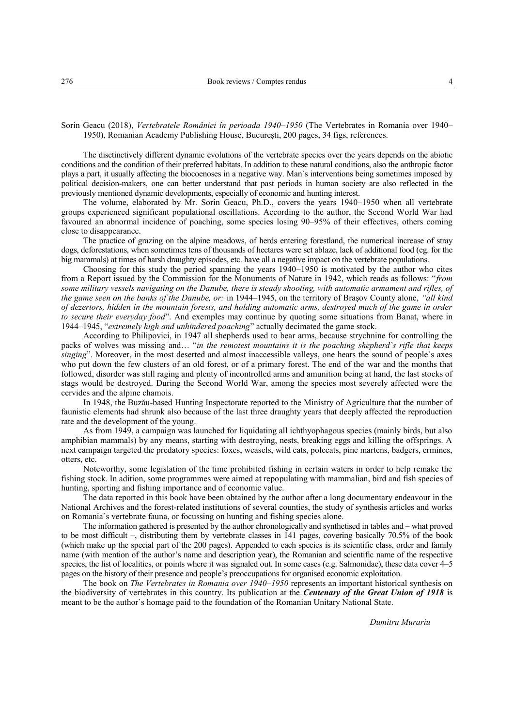Sorin Geacu (2018), *Vertebratele României în perioada 1940–1950* (The Vertebrates in Romania over 1940–1950), Romanian Academy Publishing House, Bucureşti, 200 pages, 34 figs, references.

The disctinctively different dynamic evolutions of the vertebrate species over the years depends on the abiotic conditions and the condition of their preferred habitats. In addition to these natural conditions, also the anthropic factor plays a part, it usually affecting the biocoenoses in a negative way. Man`s interventions being sometimes imposed by political decision-makers, one can better understand that past periods in human society are also reflected in the previously mentioned dynamic developments, especially of economic and hunting interest.

The volume, elaborated by Mr. Sorin Geacu, Ph.D., covers the years 1940–1950 when all vertebrate groups experienced significant populational oscillations. According to the author, the Second World War had favoured an abnormal incidence of poaching, some species losing 90–95% of their effectives, others coming close to disappearance.

The practice of grazing on the alpine meadows, of herds entering forestland, the numerical increase of stray dogs, deforestations, when sometimes tens of thousands of hectares were set ablaze, lack of additional food (eg. for the big mammals) at times of harsh draughty episodes, etc. have all a negative impact on the vertebrate populations.

Choosing for this study the period spanning the years 1940–1950 is motivated by the author who cites from a Report issued by the Commission for the Monuments of Nature in 1942, which reads as follows: "*from some military vessels navigating on the Danube, there is steady shooting, with automatic armament and rifles, of the game seen on the banks of the Danube, or:* in 1944–1945, on the territory of Braşov County alone, *"all kind of dezertors, hidden in the mountain forests, and holding automatic arms, destroyed much of the game in order to secure their everyday food*". And exemples may continue by quoting some situations from Banat, where in 1944–1945, "*extremely high and unhindered poaching*" actually decimated the game stock.

According to Philipovici, in 1947 all shepherds used to bear arms, because strychnine for controlling the packs of wolves was missing and… "*in the remotest mountains it is the poaching shepherd`s rifle that keeps singing*". Moreover, in the most deserted and almost inaccessible valleys, one hears the sound of people`s axes who put down the few clusters of an old forest, or of a primary forest. The end of the war and the months that followed, disorder was still raging and plenty of incontrolled arms and amunition being at hand, the last stocks of stags would be destroyed. During the Second World War, among the species most severely affected were the cervides and the alpine chamois.

In 1948, the Buzău-based Hunting Inspectorate reported to the Ministry of Agriculture that the number of faunistic elements had shrunk also because of the last three draughty years that deeply affected the reproduction rate and the development of the young.

As from 1949, a campaign was launched for liquidating all ichthyophagous species (mainly birds, but also amphibian mammals) by any means, starting with destroying, nests, breaking eggs and killing the offsprings. A next campaign targeted the predatory species: foxes, weasels, wild cats, polecats, pine martens, badgers, ermines, otters, etc.

Noteworthy, some legislation of the time prohibited fishing in certain waters in order to help remake the fishing stock. In adition, some programmes were aimed at repopulating with mammalian, bird and fish species of hunting, sporting and fishing importance and of economic value.

The data reported in this book have been obtained by the author after a long documentary endeavour in the National Archives and the forest-related institutions of several counties, the study of synthesis articles and works on Romania`s vertebrate fauna, or focussing on hunting and fishing species alone.

The information gathered is presented by the author chronologically and synthetised in tables and – what proved to be most difficult –, distributing them by vertebrate classes in 141 pages, covering basically 70.5% of the book (which make up the special part of the 200 pages). Appended to each species is its scientific class, order and family name (with mention of the author's name and description year), the Romanian and scientific name of the respective species, the list of localities, or points where it was signaled out. In some cases (e.g. Salmonidae), these data cover 4–5 pages on the history of their presence and people's preoccupations for organised economic exploitation.

The book on *The Vertebrates in Romania over 1940–1950* represents an important historical synthesis on the biodiversity of vertebrates in this country. Its publication at the ***Centenary of the Great Union of 1918*** is meant to be the author`s homage paid to the foundation of the Romanian Unitary National State.

*Dumitru Murariu*